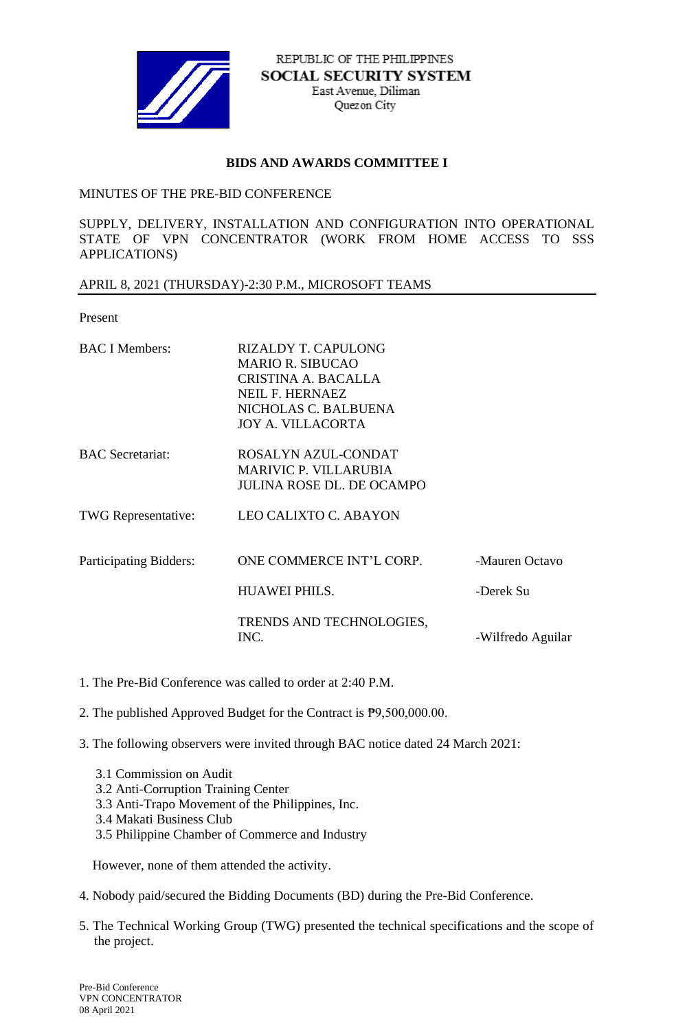REPUBLIC OF THE PHILIPPINES
**SOCIAL SECURITY SYSTEM**
East Avenue, Diliman
Quezon City

## BIDS AND AWARDS COMMITTEE I

MINUTES OF THE PRE-BID CONFERENCE

SUPPLY, DELIVERY, INSTALLATION AND CONFIGURATION INTO OPERATIONAL STATE OF VPN CONCENTRATOR (WORK FROM HOME ACCESS TO SSS APPLICATIONS)

APRIL 8, 2021 (THURSDAY)-2:30 P.M., MICROSOFT TEAMS

Present

| | | |
|---|---|---|
| BAC I Members: | RIZALDY T. CAPULONG<br>MARIO R. SIBUCAO<br>CRISTINA A. BACALLA<br>NEIL F. HERNAEZ<br>NICHOLAS C. BALBUENA<br>JOY A. VILLACORTA | |
| BAC Secretariat: | ROSALYN AZUL-CONDAT<br>MARIVIC P. VILLARUBIA<br>JULINA ROSE DL. DE OCAMPO | |
| TWG Representative: | LEO CALIXTO C. ABAYON | |
| Participating Bidders: | ONE COMMERCE INT'L CORP. | -Mauren Octavo |
| | HUAWEI PHILS. | -Derek Su |
| | TRENDS AND TECHNOLOGIES, INC. | -Wilfredo Aguilar |

1. The Pre-Bid Conference was called to order at 2:40 P.M.

2. The published Approved Budget for the Contract is ₱9,500,000.00.

3. The following observers were invited through BAC notice dated 24 March 2021:

   3.1 Commission on Audit
   3.2 Anti-Corruption Training Center
   3.3 Anti-Trapo Movement of the Philippines, Inc.
   3.4 Makati Business Club
   3.5 Philippine Chamber of Commerce and Industry

   However, none of them attended the activity.

4. Nobody paid/secured the Bidding Documents (BD) during the Pre-Bid Conference.

5. The Technical Working Group (TWG) presented the technical specifications and the scope of the project.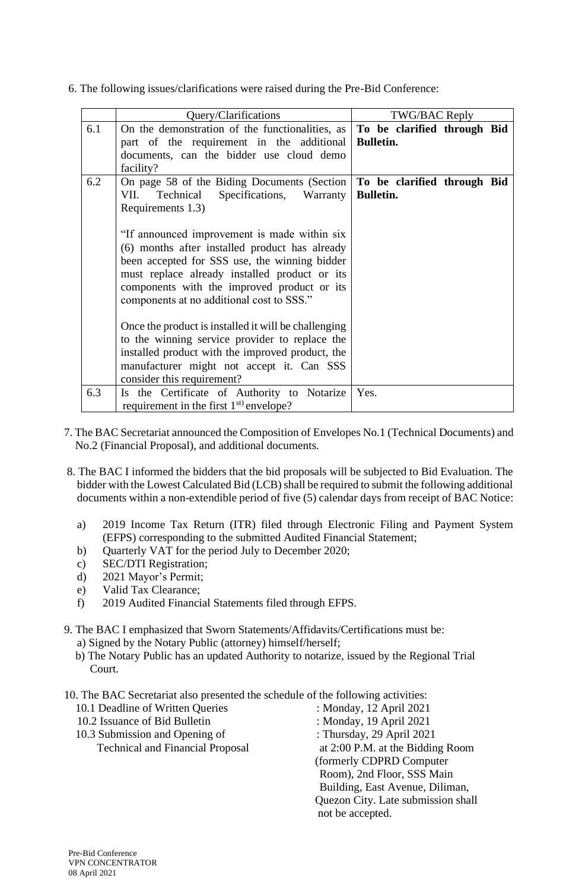6. The following issues/clarifications were raised during the Pre-Bid Conference:

| | Query/Clarifications | TWG/BAC Reply |
|---|---|---|
| 6.1 | On the demonstration of the functionalities, as part of the requirement in the additional documents, can the bidder use cloud demo facility? | **To be clarified through Bid Bulletin.** |
| 6.2 | On page 58 of the Biding Documents (Section VII. Technical Specifications, Warranty Requirements 1.3)<br><br>"If announced improvement is made within six (6) months after installed product has already been accepted for SSS use, the winning bidder must replace already installed product or its components with the improved product or its components at no additional cost to SSS."<br><br>Once the product is installed it will be challenging to the winning service provider to replace the installed product with the improved product, the manufacturer might not accept it. Can SSS consider this requirement? | **To be clarified through Bid Bulletin.** |
| 6.3 | Is the Certificate of Authority to Notarize requirement in the first 1st) envelope? | Yes. |

7. The BAC Secretariat announced the Composition of Envelopes No.1 (Technical Documents) and No.2 (Financial Proposal), and additional documents.

8. The BAC I informed the bidders that the bid proposals will be subjected to Bid Evaluation. The bidder with the Lowest Calculated Bid (LCB) shall be required to submit the following additional documents within a non-extendible period of five (5) calendar days from receipt of BAC Notice:

   a) 2019 Income Tax Return (ITR) filed through Electronic Filing and Payment System (EFPS) corresponding to the submitted Audited Financial Statement;
   b) Quarterly VAT for the period July to December 2020;
   c) SEC/DTI Registration;
   d) 2021 Mayor's Permit;
   e) Valid Tax Clearance;
   f) 2019 Audited Financial Statements filed through EFPS.

9. The BAC I emphasized that Sworn Statements/Affidavits/Certifications must be:
   a) Signed by the Notary Public (attorney) himself/herself;
   b) The Notary Public has an updated Authority to notarize, issued by the Regional Trial Court.

10. The BAC Secretariat also presented the schedule of the following activities:

   10.1 Deadline of Written Queries : Monday, 12 April 2021
   10.2 Issuance of Bid Bulletin : Monday, 19 April 2021
   10.3 Submission and Opening of Technical and Financial Proposal : Thursday, 29 April 2021 at 2:00 P.M. at the Bidding Room (formerly CDPRD Computer Room), 2nd Floor, SSS Main Building, East Avenue, Diliman, Quezon City. Late submission shall not be accepted.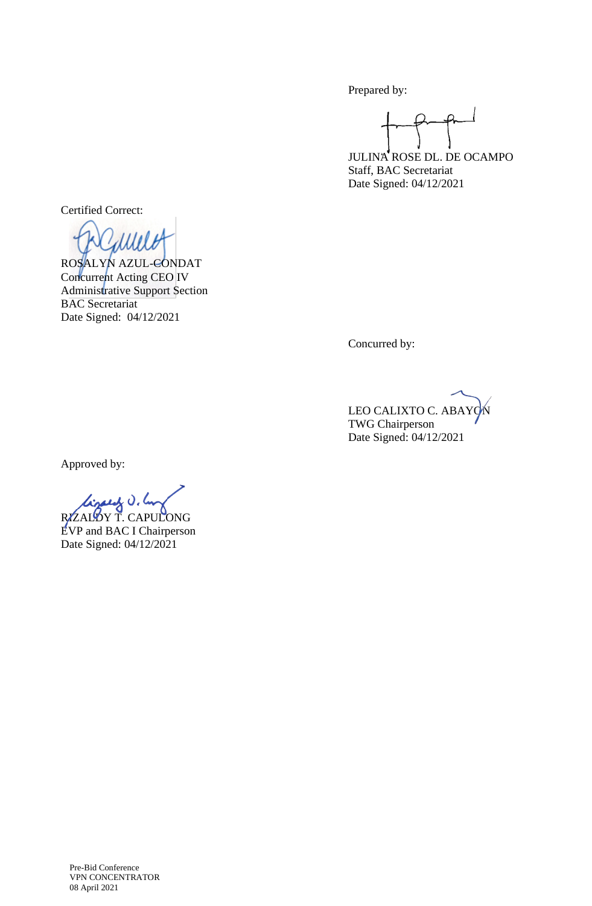Prepared by:

JULINA ROSE DL. DE OCAMPO
Staff, BAC Secretariat
Date Signed: 04/12/2021

Certified Correct:

ROSALYN AZUL-CONDAT
Concurrent Acting CEO IV
Administrative Support Section
BAC Secretariat
Date Signed: 04/12/2021

Concurred by:

LEO CALIXTO C. ABAYON
TWG Chairperson
Date Signed: 04/12/2021

Approved by:

RIZALDY T. CAPULONG
EVP and BAC I Chairperson
Date Signed: 04/12/2021